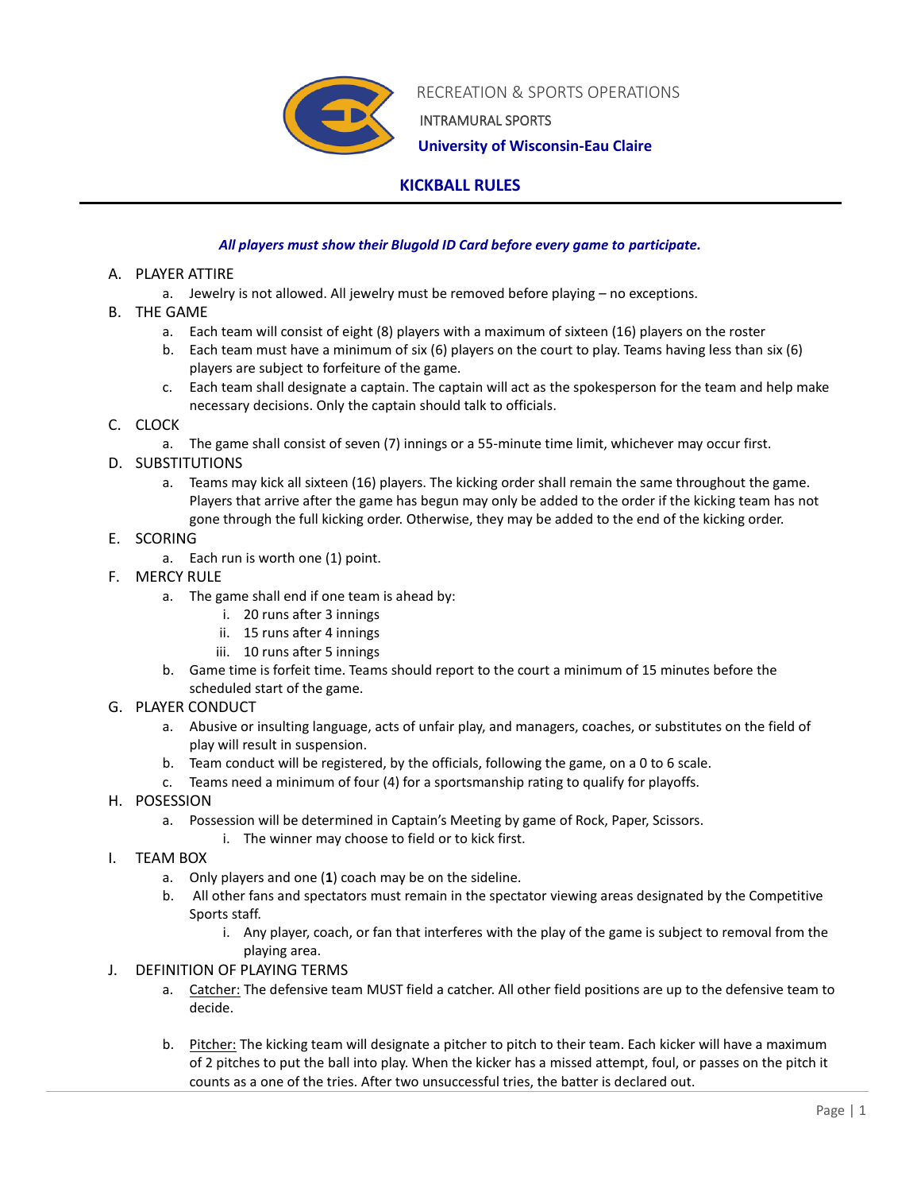RECREATION & SPORTS OPERATIONS

INTRAMURAL SPORTS

**University of Wisconsin-Eau Claire**

# KICKBALL RULES

***All players must show their Blugold ID Card before every game to participate.***

A. PLAYER ATTIRE
   a. Jewelry is not allowed. All jewelry must be removed before playing – no exceptions.

B. THE GAME
   a. Each team will consist of eight (8) players with a maximum of sixteen (16) players on the roster
   b. Each team must have a minimum of six (6) players on the court to play. Teams having less than six (6) players are subject to forfeiture of the game.
   c. Each team shall designate a captain. The captain will act as the spokesperson for the team and help make necessary decisions. Only the captain should talk to officials.

C. CLOCK
   a. The game shall consist of seven (7) innings or a 55-minute time limit, whichever may occur first.

D. SUBSTITUTIONS
   a. Teams may kick all sixteen (16) players. The kicking order shall remain the same throughout the game. Players that arrive after the game has begun may only be added to the order if the kicking team has not gone through the full kicking order. Otherwise, they may be added to the end of the kicking order.

E. SCORING
   a. Each run is worth one (1) point.

F. MERCY RULE
   a. The game shall end if one team is ahead by:
      i. 20 runs after 3 innings
      ii. 15 runs after 4 innings
      iii. 10 runs after 5 innings
   b. Game time is forfeit time. Teams should report to the court a minimum of 15 minutes before the scheduled start of the game.

G. PLAYER CONDUCT
   a. Abusive or insulting language, acts of unfair play, and managers, coaches, or substitutes on the field of play will result in suspension.
   b. Team conduct will be registered, by the officials, following the game, on a 0 to 6 scale.
   c. Teams need a minimum of four (4) for a sportsmanship rating to qualify for playoffs.

H. POSESSION
   a. Possession will be determined in Captain's Meeting by game of Rock, Paper, Scissors.
      i. The winner may choose to field or to kick first.

I. TEAM BOX
   a. Only players and one (**1**) coach may be on the sideline.
   b. All other fans and spectators must remain in the spectator viewing areas designated by the Competitive Sports staff.
      i. Any player, coach, or fan that interferes with the play of the game is subject to removal from the playing area.

J. DEFINITION OF PLAYING TERMS
   a. <u>Catcher:</u> The defensive team MUST field a catcher. All other field positions are up to the defensive team to decide.

   b. <u>Pitcher:</u> The kicking team will designate a pitcher to pitch to their team. Each kicker will have a maximum of 2 pitches to put the ball into play. When the kicker has a missed attempt, foul, or passes on the pitch it counts as a one of the tries. After two unsuccessful tries, the batter is declared out.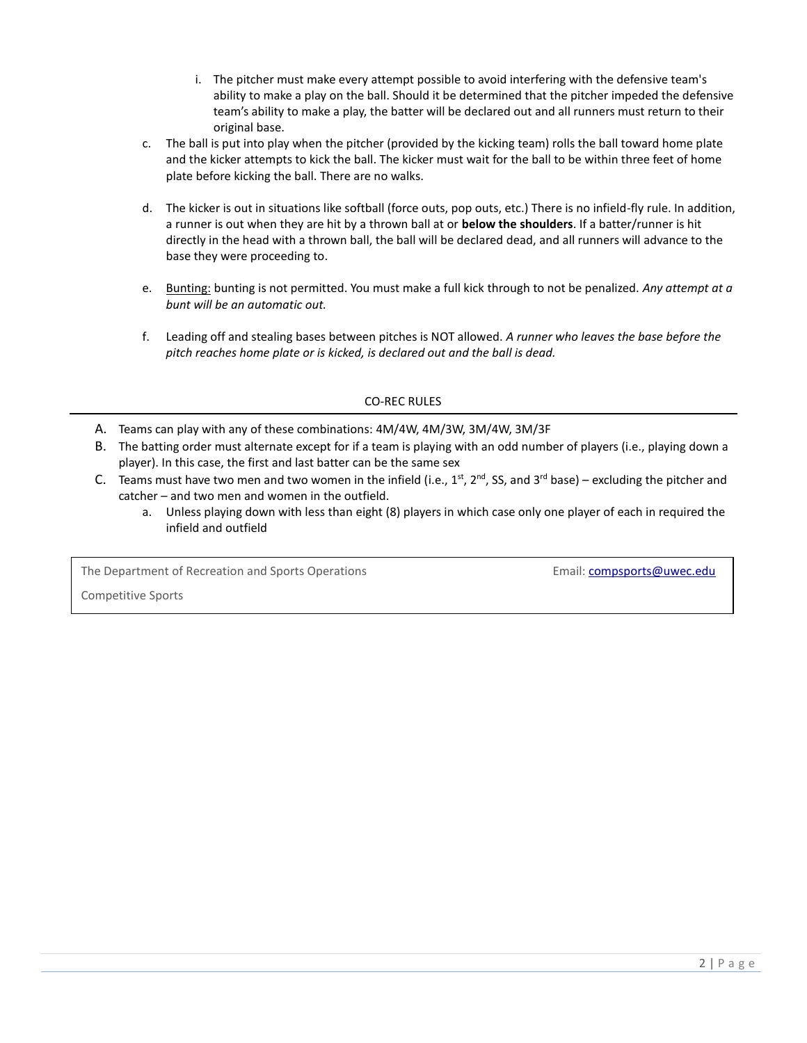i. The pitcher must make every attempt possible to avoid interfering with the defensive team's ability to make a play on the ball. Should it be determined that the pitcher impeded the defensive team's ability to make a play, the batter will be declared out and all runners must return to their original base.

c. The ball is put into play when the pitcher (provided by the kicking team) rolls the ball toward home plate and the kicker attempts to kick the ball. The kicker must wait for the ball to be within three feet of home plate before kicking the ball. There are no walks.

d. The kicker is out in situations like softball (force outs, pop outs, etc.) There is no infield-fly rule. In addition, a runner is out when they are hit by a thrown ball at or **below the shoulders**. If a batter/runner is hit directly in the head with a thrown ball, the ball will be declared dead, and all runners will advance to the base they were proceeding to.

e. Bunting: bunting is not permitted. You must make a full kick through to not be penalized. *Any attempt at a bunt will be an automatic out.*

f. Leading off and stealing bases between pitches is NOT allowed. *A runner who leaves the base before the pitch reaches home plate or is kicked, is declared out and the ball is dead.*

## CO-REC RULES

A. Teams can play with any of these combinations: 4M/4W, 4M/3W, 3M/4W, 3M/3F

B. The batting order must alternate except for if a team is playing with an odd number of players (i.e., playing down a player). In this case, the first and last batter can be the same sex

C. Teams must have two men and two women in the infield (i.e., 1st, 2nd, SS, and 3rd base) – excluding the pitcher and catcher – and two men and women in the outfield.

   a. Unless playing down with less than eight (8) players in which case only one player of each in required the infield and outfield

The Department of Recreation and Sports Operations

Competitive Sports

Email: compsports@uwec.edu